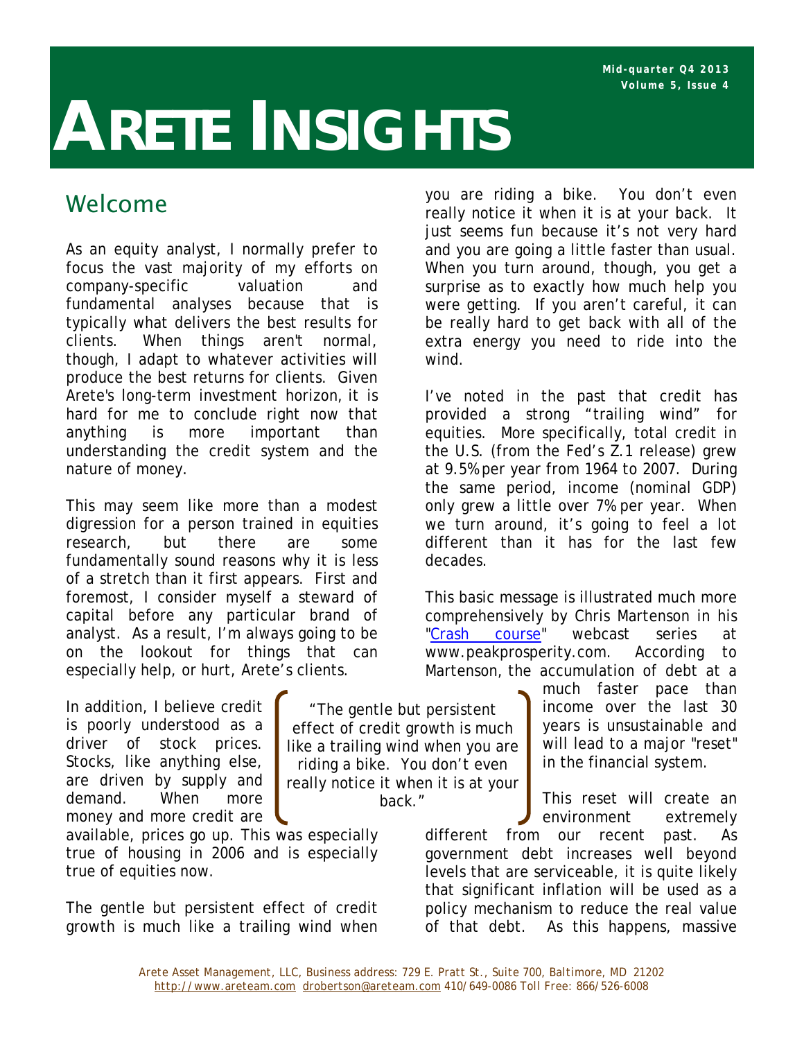Mid-quarter Q4 2013
Volume 5, Issue 4

# ARETE INSIGHTS

## Welcome

As an equity analyst, I normally prefer to focus the vast majority of my efforts on company-specific valuation and fundamental analyses because that is typically what delivers the best results for clients. When things aren't normal, though, I adapt to whatever activities will produce the best returns for clients. Given Arete's long-term investment horizon, it is hard for me to conclude right now that anything is more important than understanding the credit system and the nature of money.

This may seem like more than a modest digression for a person trained in equities research, but there are some fundamentally sound reasons why it is less of a stretch than it first appears. First and foremost, I consider myself a steward of capital before any particular brand of analyst. As a result, I'm always going to be on the lookout for things that can especially help, or hurt, Arete's clients.

In addition, I believe credit is poorly understood as a driver of stock prices. Stocks, like anything else, are driven by supply and demand. When more money and more credit are available, prices go up. This was especially true of housing in 2006 and is especially true of equities now.

> "The gentle but persistent effect of credit growth is much like a trailing wind when you are riding a bike. You don't even really notice it when it is at your back."

The gentle but persistent effect of credit growth is much like a trailing wind when you are riding a bike. You don't even really notice it when it is at your back. It just seems fun because it's not very hard and you are going a little faster than usual. When you turn around, though, you get a surprise as to exactly how much help you were getting. If you aren't careful, it can be really hard to get back with all of the extra energy you need to ride into the wind.

I've noted in the past that credit has provided a strong "trailing wind" for equities. More specifically, total credit in the U.S. (from the Fed's Z.1 release) grew at 9.5% per year from 1964 to 2007. During the same period, income (nominal GDP) only grew a little over 7% per year. When we turn around, it's going to feel a lot different than it has for the last few decades.

This basic message is illustrated much more comprehensively by Chris Martenson in his "Crash course" webcast series at www.peakprosperity.com. According to Martenson, the accumulation of debt at a much faster pace than income over the last 30 years is unsustainable and will lead to a major "reset" in the financial system.

This reset will create an environment extremely different from our recent past. As government debt increases well beyond levels that are serviceable, it is quite likely that significant inflation will be used as a policy mechanism to reduce the real value of that debt. As this happens, massive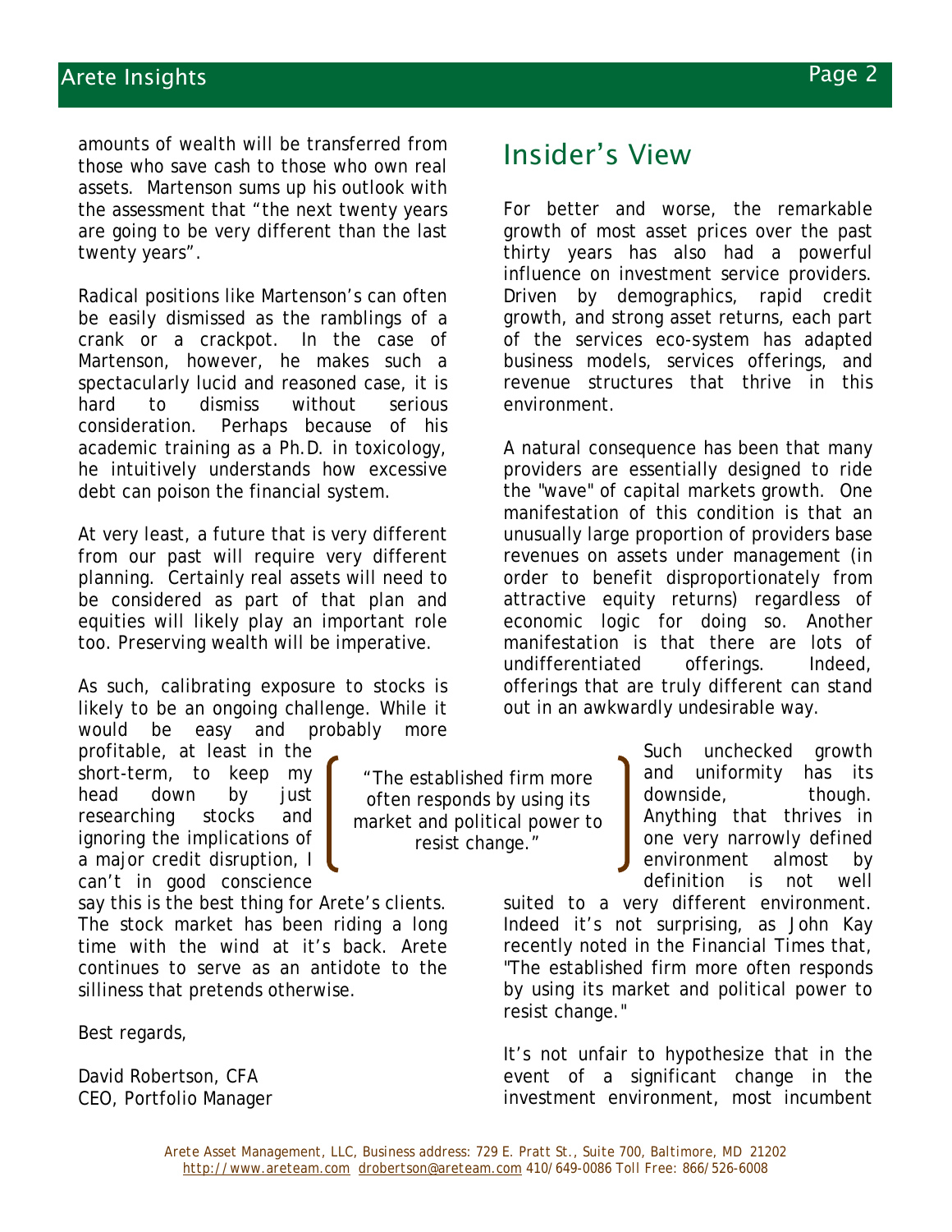amounts of wealth will be transferred from those who save cash to those who own real assets. Martenson sums up his outlook with the assessment that "the next twenty years are going to be very different than the last twenty years".

Radical positions like Martenson's can often be easily dismissed as the ramblings of a crank or a crackpot. In the case of Martenson, however, he makes such a spectacularly lucid and reasoned case, it is hard to dismiss without serious consideration. Perhaps because of his academic training as a Ph.D. in toxicology, he intuitively understands how excessive debt can poison the financial system.

At very least, a future that is very different from our past will require very different planning. Certainly real assets will need to be considered as part of that plan and equities will likely play an important role too. Preserving wealth will be imperative.

As such, calibrating exposure to stocks is likely to be an ongoing challenge. While it would be easy and probably more profitable, at least in the short-term, to keep my head down by just researching stocks and ignoring the implications of a major credit disruption, I can't in good conscience say this is the best thing for Arete's clients. The stock market has been riding a long time with the wind at it's back. Arete continues to serve as an antidote to the silliness that pretends otherwise.

Best regards,

David Robertson, CFA
CEO, Portfolio Manager

## Insider's View

For better and worse, the remarkable growth of most asset prices over the past thirty years has also had a powerful influence on investment service providers. Driven by demographics, rapid credit growth, and strong asset returns, each part of the services eco-system has adapted business models, services offerings, and revenue structures that thrive in this environment.

A natural consequence has been that many providers are essentially designed to ride the "wave" of capital markets growth. One manifestation of this condition is that an unusually large proportion of providers base revenues on assets under management (in order to benefit disproportionately from attractive equity returns) regardless of economic logic for doing so. Another manifestation is that there are lots of undifferentiated offerings. Indeed, offerings that are truly different can stand out in an awkwardly undesirable way.

> "The established firm more often responds by using its market and political power to resist change."

Such unchecked growth and uniformity has its downside, though. Anything that thrives in one very narrowly defined environment almost by definition is not well suited to a very different environment. Indeed it's not surprising, as John Kay recently noted in the Financial Times that, "The established firm more often responds by using its market and political power to resist change."

It's not unfair to hypothesize that in the event of a significant change in the investment environment, most incumbent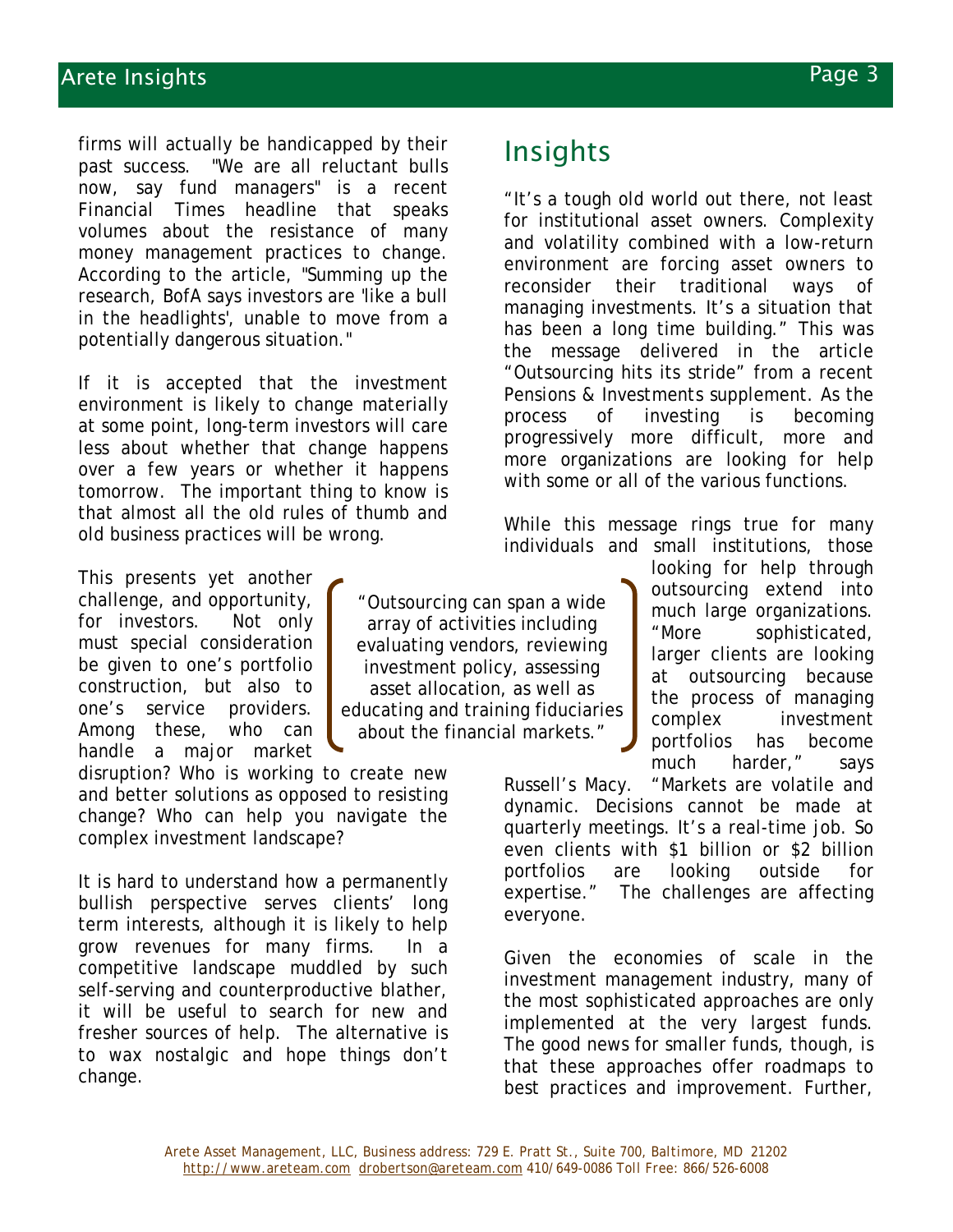firms will actually be handicapped by their past success. "We are all reluctant bulls now, say fund managers" is a recent Financial Times headline that speaks volumes about the resistance of many money management practices to change. According to the article, "Summing up the research, BofA says investors are 'like a bull in the headlights', unable to move from a potentially dangerous situation."

If it is accepted that the investment environment is likely to change materially at some point, long-term investors will care less about whether that change happens over a few years or whether it happens tomorrow. The important thing to know is that almost all the old rules of thumb and old business practices will be wrong.

This presents yet another challenge, and opportunity, for investors. Not only must special consideration be given to one's portfolio construction, but also to one's service providers. Among these, who can handle a major market disruption? Who is working to create new and better solutions as opposed to resisting change? Who can help you navigate the complex investment landscape?

It is hard to understand how a permanently bullish perspective serves clients' long term interests, although it is likely to help grow revenues for many firms. In a competitive landscape muddled by such self-serving and counterproductive blather, it will be useful to search for new and fresher sources of help. The alternative is to wax nostalgic and hope things don't change.

> "Outsourcing can span a wide array of activities including evaluating vendors, reviewing investment policy, assessing asset allocation, as well as educating and training fiduciaries about the financial markets."

## Insights

"It's a tough old world out there, not least for institutional asset owners. Complexity and volatility combined with a low-return environment are forcing asset owners to reconsider their traditional ways of managing investments. It's a situation that has been a long time building." This was the message delivered in the article "Outsourcing hits its stride" from a recent *Pensions & Investments* supplement. As the process of investing is becoming progressively more difficult, more and more organizations are looking for help with some or all of the various functions.

While this message rings true for many individuals and small institutions, those looking for help through outsourcing extend into much large organizations. "More sophisticated, larger clients are looking at outsourcing because the process of managing complex investment portfolios has become much harder," says Russell's Macy. "Markets are volatile and dynamic. Decisions cannot be made at quarterly meetings. It's a real-time job. So even clients with $1 billion or $2 billion portfolios are looking outside for expertise." The challenges are affecting everyone.

Given the economies of scale in the investment management industry, many of the most sophisticated approaches are only implemented at the very largest funds. The good news for smaller funds, though, is that these approaches offer roadmaps to best practices and improvement. Further,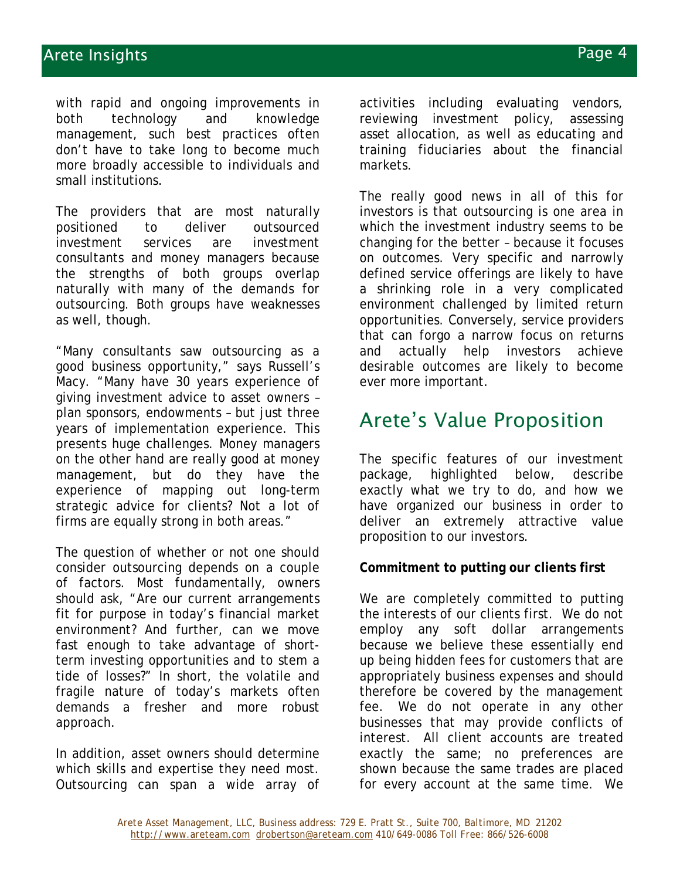with rapid and ongoing improvements in both technology and knowledge management, such best practices often don't have to take long to become much more broadly accessible to individuals and small institutions.

The providers that are most naturally positioned to deliver outsourced investment services are investment consultants and money managers because the strengths of both groups overlap naturally with many of the demands for outsourcing. Both groups have weaknesses as well, though.

"Many consultants saw outsourcing as a good business opportunity," says Russell's Macy. "Many have 30 years experience of giving investment advice to asset owners – plan sponsors, endowments – but just three years of implementation experience. This presents huge challenges. Money managers on the other hand are really good at money management, but do they have the experience of mapping out long-term strategic advice for clients? Not a lot of firms are equally strong in both areas."

The question of whether or not one should consider outsourcing depends on a couple of factors. Most fundamentally, owners should ask, "Are our current arrangements fit for purpose in today's financial market environment? And further, can we move fast enough to take advantage of short-term investing opportunities and to stem a tide of losses?" In short, the volatile and fragile nature of today's markets often demands a fresher and more robust approach.

In addition, asset owners should determine which skills and expertise they need most. Outsourcing can span a wide array of activities including evaluating vendors, reviewing investment policy, assessing asset allocation, as well as educating and training fiduciaries about the financial markets.

The really good news in all of this for investors is that outsourcing is one area in which the investment industry seems to be changing for the better – because it focuses on outcomes. Very specific and narrowly defined service offerings are likely to have a shrinking role in a very complicated environment challenged by limited return opportunities. Conversely, service providers that can forgo a narrow focus on returns and actually help investors achieve desirable outcomes are likely to become ever more important.

## Arete's Value Proposition

The specific features of our investment package, highlighted below, describe exactly what we try to do, and how we have organized our business in order to deliver an extremely attractive value proposition to our investors.

**Commitment to putting our clients first**

We are completely committed to putting the interests of our clients first. We do not employ any soft dollar arrangements because we believe these essentially end up being hidden fees for customers that are appropriately business expenses and should therefore be covered by the management fee. We do not operate in any other businesses that may provide conflicts of interest. All client accounts are treated exactly the same; no preferences are shown because the same trades are placed for every account at the same time. We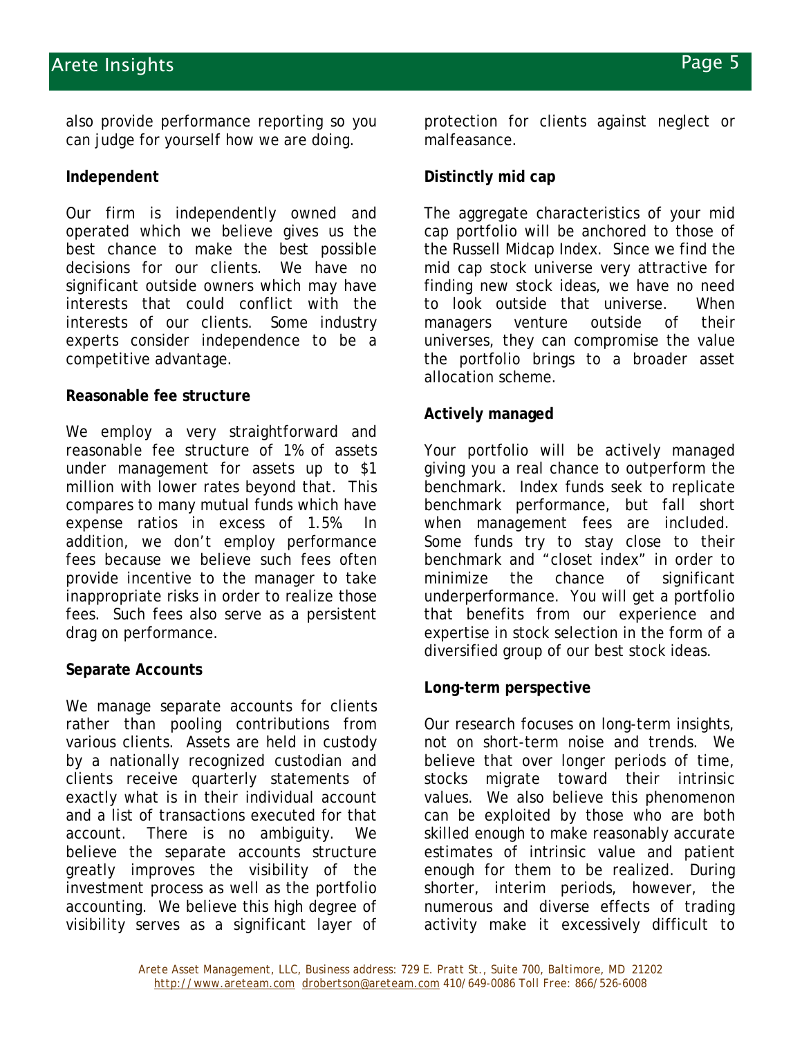also provide performance reporting so you can judge for yourself how we are doing.

**Independent**

Our firm is independently owned and operated which we believe gives us the best chance to make the best possible decisions for our clients. We have no significant outside owners which may have interests that could conflict with the interests of our clients. Some industry experts consider independence to be a competitive advantage.

**Reasonable fee structure**

We employ a very straightforward and reasonable fee structure of 1% of assets under management for assets up to $1 million with lower rates beyond that. This compares to many mutual funds which have expense ratios in excess of 1.5%. In addition, we don't employ performance fees because we believe such fees often provide incentive to the manager to take inappropriate risks in order to realize those fees. Such fees also serve as a persistent drag on performance.

**Separate Accounts**

We manage separate accounts for clients rather than pooling contributions from various clients. Assets are held in custody by a nationally recognized custodian and clients receive quarterly statements of exactly what is in their individual account and a list of transactions executed for that account. There is no ambiguity. We believe the separate accounts structure greatly improves the visibility of the investment process as well as the portfolio accounting. We believe this high degree of visibility serves as a significant layer of protection for clients against neglect or malfeasance.

**Distinctly mid cap**

The aggregate characteristics of your mid cap portfolio will be anchored to those of the Russell Midcap Index. Since we find the mid cap stock universe very attractive for finding new stock ideas, we have no need to look outside that universe. When managers venture outside of their universes, they can compromise the value the portfolio brings to a broader asset allocation scheme.

**Actively managed**

Your portfolio will be actively managed giving you a real chance to outperform the benchmark. Index funds seek to replicate benchmark performance, but fall short when management fees are included. Some funds try to stay close to their benchmark and "closet index" in order to minimize the chance of significant underperformance. You will get a portfolio that benefits from our experience and expertise in stock selection in the form of a diversified group of our best stock ideas.

**Long-term perspective**

Our research focuses on long-term insights, not on short-term noise and trends. We believe that over longer periods of time, stocks migrate toward their intrinsic values. We also believe this phenomenon can be exploited by those who are both skilled enough to make reasonably accurate estimates of intrinsic value and patient enough for them to be realized. During shorter, interim periods, however, the numerous and diverse effects of trading activity make it excessively difficult to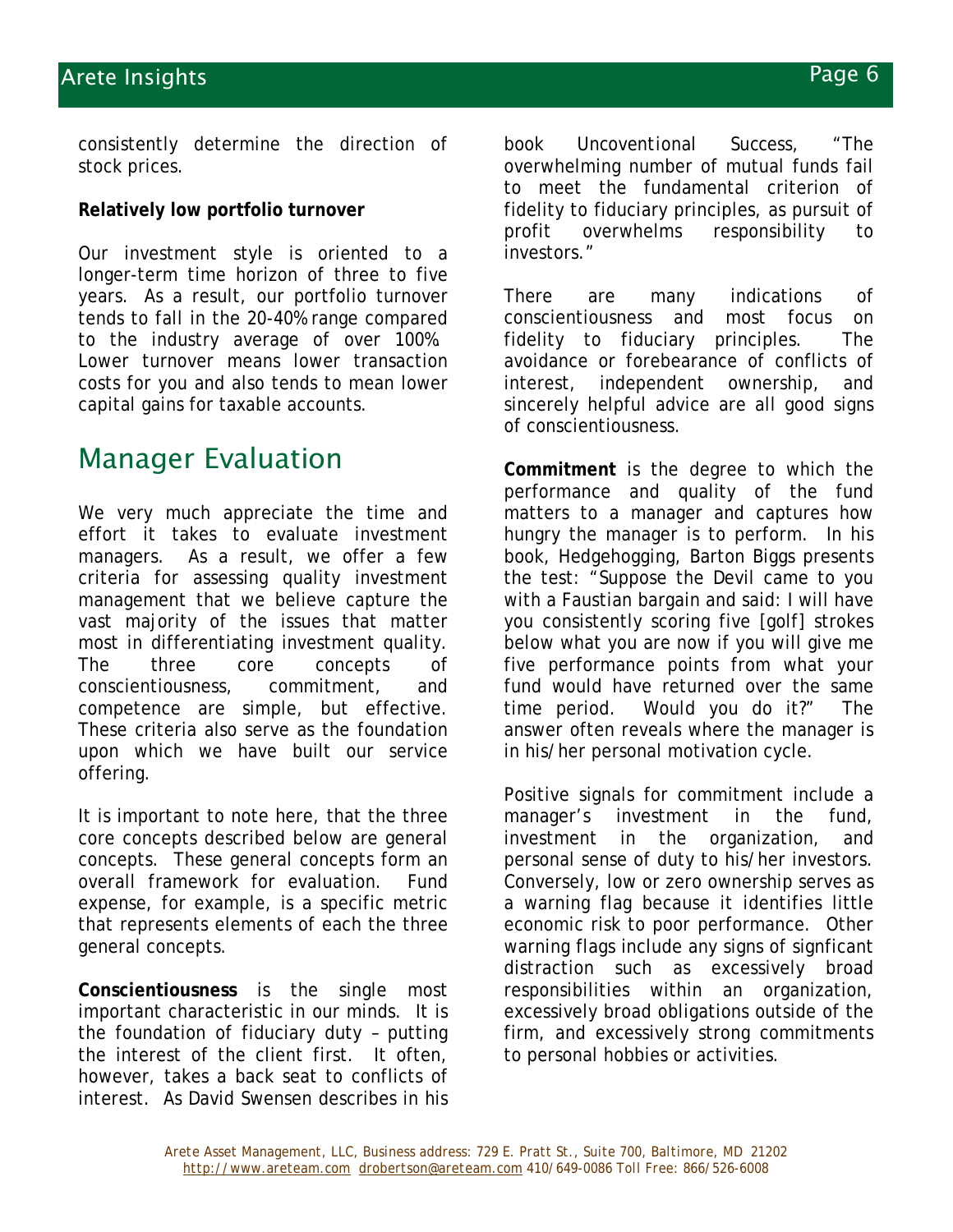consistently determine the direction of stock prices.

**Relatively low portfolio turnover**

Our investment style is oriented to a longer-term time horizon of three to five years. As a result, our portfolio turnover tends to fall in the 20-40% range compared to the industry average of over 100%. Lower turnover means lower transaction costs for you and also tends to mean lower capital gains for taxable accounts.

## Manager Evaluation

We very much appreciate the time and effort it takes to evaluate investment managers. As a result, we offer a few criteria for assessing quality investment management that we believe capture the vast majority of the issues that matter most in differentiating investment quality. The three core concepts of conscientiousness, commitment, and competence are simple, but effective. These criteria also serve as the foundation upon which we have built our service offering.

It is important to note here, that the three core concepts described below are general concepts. These general concepts form an overall framework for evaluation. Fund expense, for example, is a specific metric that represents elements of each the three general concepts.

**Conscientiousness** is the single most important characteristic in our minds. It is the foundation of fiduciary duty – putting the interest of the client first. It often, however, takes a back seat to conflicts of interest. As David Swensen describes in his book Uncoventional Success, "The overwhelming number of mutual funds fail to meet the fundamental criterion of fidelity to fiduciary principles, as pursuit of profit overwhelms responsibility to investors."

There are many indications of conscientiousness and most focus on fidelity to fiduciary principles. The avoidance or forebearance of conflicts of interest, independent ownership, and sincerely helpful advice are all good signs of conscientiousness.

**Commitment** is the degree to which the performance and quality of the fund matters to a manager and captures how hungry the manager is to perform. In his book, Hedgehogging, Barton Biggs presents the test: "Suppose the Devil came to you with a Faustian bargain and said: I will have you consistently scoring five [golf] strokes below what you are now if you will give me five performance points from what your fund would have returned over the same time period. Would you do it?" The answer often reveals where the manager is in his/her personal motivation cycle.

Positive signals for commitment include a manager's investment in the fund, investment in the organization, and personal sense of duty to his/her investors. Conversely, low or zero ownership serves as a warning flag because it identifies little economic risk to poor performance. Other warning flags include any signs of signficant distraction such as excessively broad responsibilities within an organization, excessively broad obligations outside of the firm, and excessively strong commitments to personal hobbies or activities.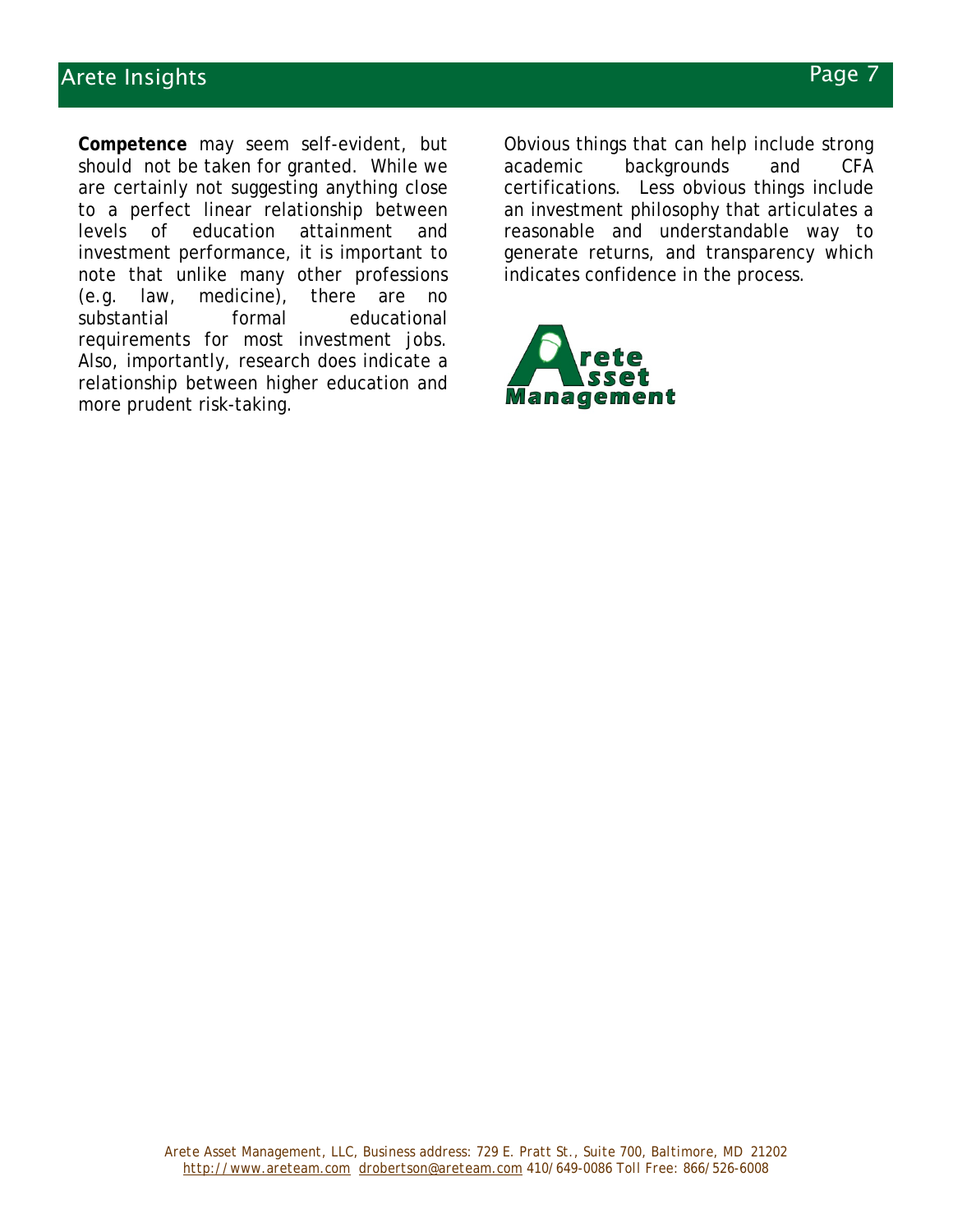**Competence** may seem self-evident, but should not be taken for granted. While we are certainly not suggesting anything close to a perfect linear relationship between levels of education attainment and investment performance, it is important to note that unlike many other professions (e.g. law, medicine), there are no substantial formal educational requirements for most investment jobs. Also, importantly, research does indicate a relationship between higher education and more prudent risk-taking.

Obvious things that can help include strong academic backgrounds and CFA certifications. Less obvious things include an investment philosophy that articulates a reasonable and understandable way to generate returns, and transparency which indicates confidence in the process.

Arete Asset Management

Arete Asset Management, LLC, Business address: 729 E. Pratt St., Suite 700, Baltimore, MD 21202
http://www.areteam.com drobertson@areteam.com 410/649-0086 Toll Free: 866/526-6008